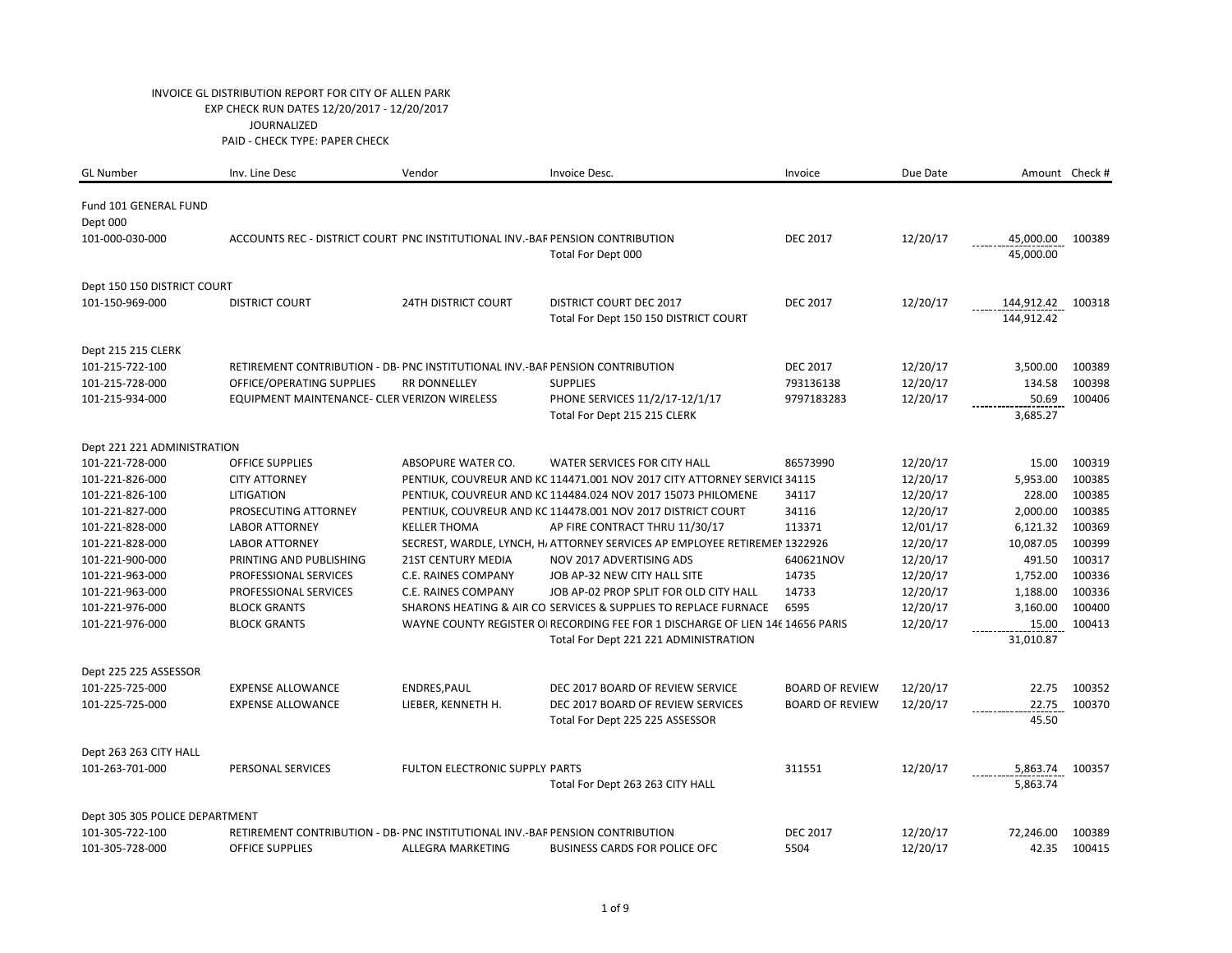INVOICE GL DISTRIBUTION REPORT FOR CITY OF ALLEN PARK
EXP CHECK RUN DATES 12/20/2017 - 12/20/2017
JOURNALIZED
PAID - CHECK TYPE: PAPER CHECK

| GL Number | Inv. Line Desc | Vendor | Invoice Desc. | Invoice | Due Date | Amount | Check # |
|---|---|---|---|---|---|---|---|
| Fund 101 GENERAL FUND | | | | | | | |
| Dept 000 | | | | | | | |
| 101-000-030-000 | ACCOUNTS REC - DISTRICT COURT | PNC INSTITUTIONAL INV.-BAF | PENSION CONTRIBUTION | DEC 2017 | 12/20/17 | 45,000.00 | 100389 |
| | | | Total For Dept 000 | | | 45,000.00 | |
| Dept 150 150 DISTRICT COURT | | | | | | | |
| 101-150-969-000 | DISTRICT COURT | 24TH DISTRICT COURT | DISTRICT COURT DEC 2017 | DEC 2017 | 12/20/17 | 144,912.42 | 100318 |
| | | | Total For Dept 150 150 DISTRICT COURT | | | 144,912.42 | |
| Dept 215 215 CLERK | | | | | | | |
| 101-215-722-100 | RETIREMENT CONTRIBUTION - DB- | PNC INSTITUTIONAL INV.-BAF | PENSION CONTRIBUTION | DEC 2017 | 12/20/17 | 3,500.00 | 100389 |
| 101-215-728-000 | OFFICE/OPERATING SUPPLIES | RR DONNELLEY | SUPPLIES | 793136138 | 12/20/17 | 134.58 | 100398 |
| 101-215-934-000 | EQUIPMENT MAINTENANCE- CLER | VERIZON WIRELESS | PHONE SERVICES 11/2/17-12/1/17 | 9797183283 | 12/20/17 | 50.69 | 100406 |
| | | | Total For Dept 215 215 CLERK | | | 3,685.27 | |
| Dept 221 221 ADMINISTRATION | | | | | | | |
| 101-221-728-000 | OFFICE SUPPLIES | ABSOPURE WATER CO. | WATER SERVICES FOR CITY HALL | 86573990 | 12/20/17 | 15.00 | 100319 |
| 101-221-826-000 | CITY ATTORNEY | PENTIUK, COUVREUR AND KC | 114471.001 NOV 2017 CITY ATTORNEY SERVICE | 34115 | 12/20/17 | 5,953.00 | 100385 |
| 101-221-826-100 | LITIGATION | PENTIUK, COUVREUR AND KC | 114484.024 NOV 2017 15073 PHILOMENE | 34117 | 12/20/17 | 228.00 | 100385 |
| 101-221-827-000 | PROSECUTING ATTORNEY | PENTIUK, COUVREUR AND KC | 114478.001 NOV 2017 DISTRICT COURT | 34116 | 12/20/17 | 2,000.00 | 100385 |
| 101-221-828-000 | LABOR ATTORNEY | KELLER THOMA | AP FIRE CONTRACT THRU 11/30/17 | 113371 | 12/01/17 | 6,121.32 | 100369 |
| 101-221-828-000 | LABOR ATTORNEY | SECREST, WARDLE, LYNCH, H. | ATTORNEY SERVICES AP EMPLOYEE RETIREMEN | 1322926 | 12/20/17 | 10,087.05 | 100399 |
| 101-221-900-000 | PRINTING AND PUBLISHING | 21ST CENTURY MEDIA | NOV 2017 ADVERTISING ADS | 640621NOV | 12/20/17 | 491.50 | 100317 |
| 101-221-963-000 | PROFESSIONAL SERVICES | C.E. RAINES COMPANY | JOB AP-32 NEW CITY HALL SITE | 14735 | 12/20/17 | 1,752.00 | 100336 |
| 101-221-963-000 | PROFESSIONAL SERVICES | C.E. RAINES COMPANY | JOB AP-02 PROP SPLIT FOR OLD CITY HALL | 14733 | 12/20/17 | 1,188.00 | 100336 |
| 101-221-976-000 | BLOCK GRANTS | SHARONS HEATING & AIR CO | SERVICES & SUPPLIES TO REPLACE FURNACE | 6595 | 12/20/17 | 3,160.00 | 100400 |
| 101-221-976-000 | BLOCK GRANTS | WAYNE COUNTY REGISTER OI | RECORDING FEE FOR 1 DISCHARGE OF LIEN 14( | 14656 PARIS | 12/20/17 | 15.00 | 100413 |
| | | | Total For Dept 221 221 ADMINISTRATION | | | 31,010.87 | |
| Dept 225 225 ASSESSOR | | | | | | | |
| 101-225-725-000 | EXPENSE ALLOWANCE | ENDRES,PAUL | DEC 2017 BOARD OF REVIEW SERVICE | BOARD OF REVIEW | 12/20/17 | 22.75 | 100352 |
| 101-225-725-000 | EXPENSE ALLOWANCE | LIEBER, KENNETH H. | DEC 2017 BOARD OF REVIEW SERVICES | BOARD OF REVIEW | 12/20/17 | 22.75 | 100370 |
| | | | Total For Dept 225 225 ASSESSOR | | | 45.50 | |
| Dept 263 263 CITY HALL | | | | | | | |
| 101-263-701-000 | PERSONAL SERVICES | FULTON ELECTRONIC SUPPLY | PARTS | 311551 | 12/20/17 | 5,863.74 | 100357 |
| | | | Total For Dept 263 263 CITY HALL | | | 5,863.74 | |
| Dept 305 305 POLICE DEPARTMENT | | | | | | | |
| 101-305-722-100 | RETIREMENT CONTRIBUTION - DB- | PNC INSTITUTIONAL INV.-BAF | PENSION CONTRIBUTION | DEC 2017 | 12/20/17 | 72,246.00 | 100389 |
| 101-305-728-000 | OFFICE SUPPLIES | ALLEGRA MARKETING | BUSINESS CARDS FOR POLICE OFC | 5504 | 12/20/17 | 42.35 | 100415 |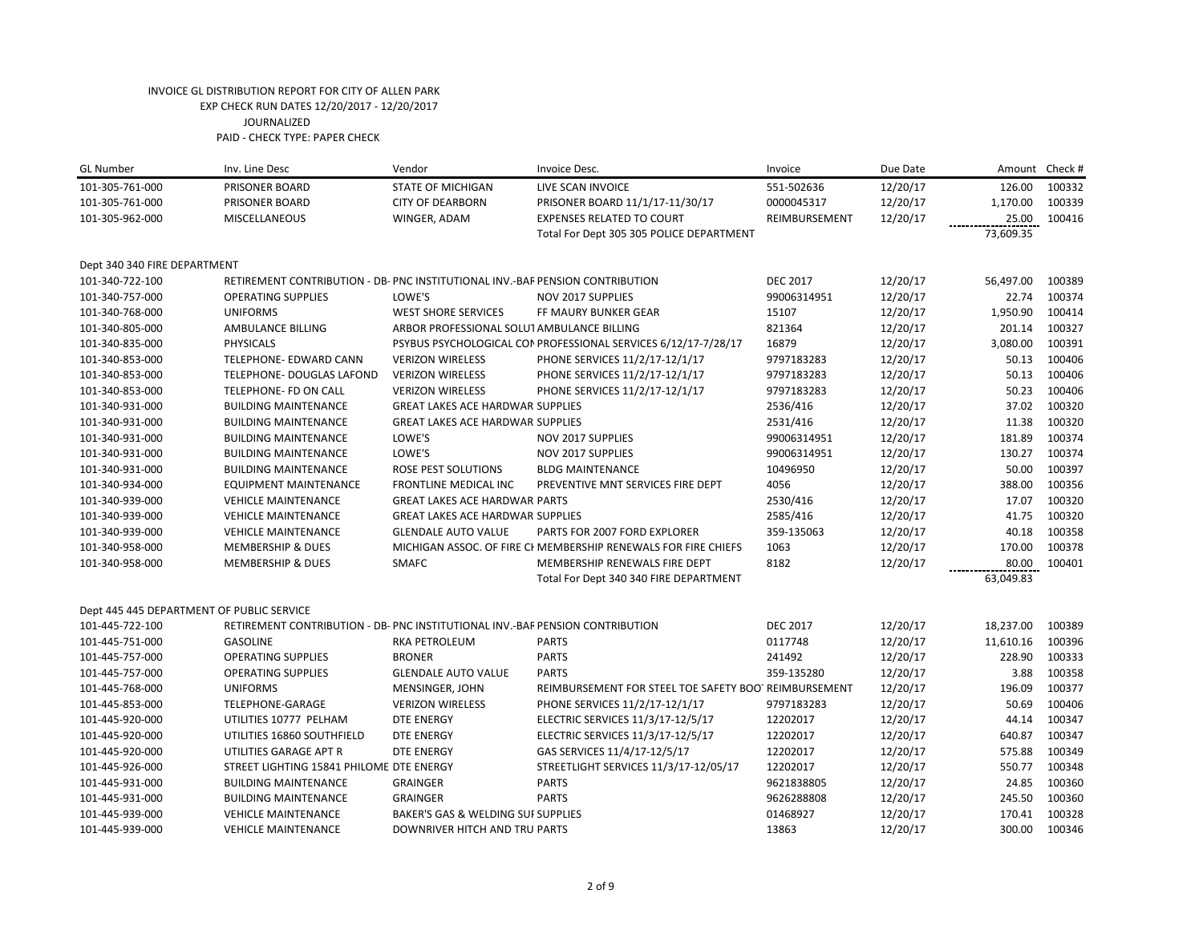INVOICE GL DISTRIBUTION REPORT FOR CITY OF ALLEN PARK
EXP CHECK RUN DATES 12/20/2017 - 12/20/2017
JOURNALIZED
PAID - CHECK TYPE: PAPER CHECK

| GL Number | Inv. Line Desc | Vendor | Invoice Desc. | Invoice | Due Date | Amount | Check # |
|---|---|---|---|---|---|---|---|
| 101-305-761-000 | PRISONER BOARD | STATE OF MICHIGAN | LIVE SCAN INVOICE | 551-502636 | 12/20/17 | 126.00 | 100332 |
| 101-305-761-000 | PRISONER BOARD | CITY OF DEARBORN | PRISONER BOARD 11/1/17-11/30/17 | 0000045317 | 12/20/17 | 1,170.00 | 100339 |
| 101-305-962-000 | MISCELLANEOUS | WINGER, ADAM | EXPENSES RELATED TO COURT | REIMBURSEMENT | 12/20/17 | 25.00 | 100416 |
| | | | Total For Dept 305 305 POLICE DEPARTMENT | | | 73,609.35 | |
| Dept 340 340 FIRE DEPARTMENT | | | | | | | |
| 101-340-722-100 | RETIREMENT CONTRIBUTION - DB- | PNC INSTITUTIONAL INV.-BAF | PENSION CONTRIBUTION | DEC 2017 | 12/20/17 | 56,497.00 | 100389 |
| 101-340-757-000 | OPERATING SUPPLIES | LOWE'S | NOV 2017 SUPPLIES | 99006314951 | 12/20/17 | 22.74 | 100374 |
| 101-340-768-000 | UNIFORMS | WEST SHORE SERVICES | FF MAURY BUNKER GEAR | 15107 | 12/20/17 | 1,950.90 | 100414 |
| 101-340-805-000 | AMBULANCE BILLING | ARBOR PROFESSIONAL SOLUT | AMBULANCE BILLING | 821364 | 12/20/17 | 201.14 | 100327 |
| 101-340-835-000 | PHYSICALS | PSYBUS PSYCHOLOGICAL CON | PROFESSIONAL SERVICES 6/12/17-7/28/17 | 16879 | 12/20/17 | 3,080.00 | 100391 |
| 101-340-853-000 | TELEPHONE- EDWARD CANN | VERIZON WIRELESS | PHONE SERVICES 11/2/17-12/1/17 | 9797183283 | 12/20/17 | 50.13 | 100406 |
| 101-340-853-000 | TELEPHONE- DOUGLAS LAFOND | VERIZON WIRELESS | PHONE SERVICES 11/2/17-12/1/17 | 9797183283 | 12/20/17 | 50.13 | 100406 |
| 101-340-853-000 | TELEPHONE- FD ON CALL | VERIZON WIRELESS | PHONE SERVICES 11/2/17-12/1/17 | 9797183283 | 12/20/17 | 50.23 | 100406 |
| 101-340-931-000 | BUILDING MAINTENANCE | GREAT LAKES ACE HARDWAR | SUPPLIES | 2536/416 | 12/20/17 | 37.02 | 100320 |
| 101-340-931-000 | BUILDING MAINTENANCE | GREAT LAKES ACE HARDWAR | SUPPLIES | 2531/416 | 12/20/17 | 11.38 | 100320 |
| 101-340-931-000 | BUILDING MAINTENANCE | LOWE'S | NOV 2017 SUPPLIES | 99006314951 | 12/20/17 | 181.89 | 100374 |
| 101-340-931-000 | BUILDING MAINTENANCE | LOWE'S | NOV 2017 SUPPLIES | 99006314951 | 12/20/17 | 130.27 | 100374 |
| 101-340-931-000 | BUILDING MAINTENANCE | ROSE PEST SOLUTIONS | BLDG MAINTENANCE | 10496950 | 12/20/17 | 50.00 | 100397 |
| 101-340-934-000 | EQUIPMENT MAINTENANCE | FRONTLINE MEDICAL INC | PREVENTIVE MNT SERVICES FIRE DEPT | 4056 | 12/20/17 | 388.00 | 100356 |
| 101-340-939-000 | VEHICLE MAINTENANCE | GREAT LAKES ACE HARDWAR | PARTS | 2530/416 | 12/20/17 | 17.07 | 100320 |
| 101-340-939-000 | VEHICLE MAINTENANCE | GREAT LAKES ACE HARDWAR | SUPPLIES | 2585/416 | 12/20/17 | 41.75 | 100320 |
| 101-340-939-000 | VEHICLE MAINTENANCE | GLENDALE AUTO VALUE | PARTS FOR 2007 FORD EXPLORER | 359-135063 | 12/20/17 | 40.18 | 100358 |
| 101-340-958-000 | MEMBERSHIP & DUES | MICHIGAN ASSOC. OF FIRE CH | MEMBERSHIP RENEWALS FOR FIRE CHIEFS | 1063 | 12/20/17 | 170.00 | 100378 |
| 101-340-958-000 | MEMBERSHIP & DUES | SMAFC | MEMBERSHIP RENEWALS FIRE DEPT | 8182 | 12/20/17 | 80.00 | 100401 |
| | | | Total For Dept 340 340 FIRE DEPARTMENT | | | 63,049.83 | |
| Dept 445 445 DEPARTMENT OF PUBLIC SERVICE | | | | | | | |
| 101-445-722-100 | RETIREMENT CONTRIBUTION - DB- | PNC INSTITUTIONAL INV.-BAF | PENSION CONTRIBUTION | DEC 2017 | 12/20/17 | 18,237.00 | 100389 |
| 101-445-751-000 | GASOLINE | RKA PETROLEUM | PARTS | 0117748 | 12/20/17 | 11,610.16 | 100396 |
| 101-445-757-000 | OPERATING SUPPLIES | BRONER | PARTS | 241492 | 12/20/17 | 228.90 | 100333 |
| 101-445-757-000 | OPERATING SUPPLIES | GLENDALE AUTO VALUE | PARTS | 359-135280 | 12/20/17 | 3.88 | 100358 |
| 101-445-768-000 | UNIFORMS | MENSINGER, JOHN | REIMBURSEMENT FOR STEEL TOE SAFETY BOO | REIMBURSEMENT | 12/20/17 | 196.09 | 100377 |
| 101-445-853-000 | TELEPHONE-GARAGE | VERIZON WIRELESS | PHONE SERVICES 11/2/17-12/1/17 | 9797183283 | 12/20/17 | 50.69 | 100406 |
| 101-445-920-000 | UTILITIES 10777 PELHAM | DTE ENERGY | ELECTRIC SERVICES 11/3/17-12/5/17 | 12202017 | 12/20/17 | 44.14 | 100347 |
| 101-445-920-000 | UTILITIES 16860 SOUTHFIELD | DTE ENERGY | ELECTRIC SERVICES 11/3/17-12/5/17 | 12202017 | 12/20/17 | 640.87 | 100347 |
| 101-445-920-000 | UTILITIES GARAGE APT R | DTE ENERGY | GAS SERVICES 11/4/17-12/5/17 | 12202017 | 12/20/17 | 575.88 | 100349 |
| 101-445-926-000 | STREET LIGHTING 15841 PHILOME | DTE ENERGY | STREETLIGHT SERVICES 11/3/17-12/05/17 | 12202017 | 12/20/17 | 550.77 | 100348 |
| 101-445-931-000 | BUILDING MAINTENANCE | GRAINGER | PARTS | 9621838805 | 12/20/17 | 24.85 | 100360 |
| 101-445-931-000 | BUILDING MAINTENANCE | GRAINGER | PARTS | 9626288808 | 12/20/17 | 245.50 | 100360 |
| 101-445-939-000 | VEHICLE MAINTENANCE | BAKER'S GAS & WELDING SUF | SUPPLIES | 01468927 | 12/20/17 | 170.41 | 100328 |
| 101-445-939-000 | VEHICLE MAINTENANCE | DOWNRIVER HITCH AND TRU | PARTS | 13863 | 12/20/17 | 300.00 | 100346 |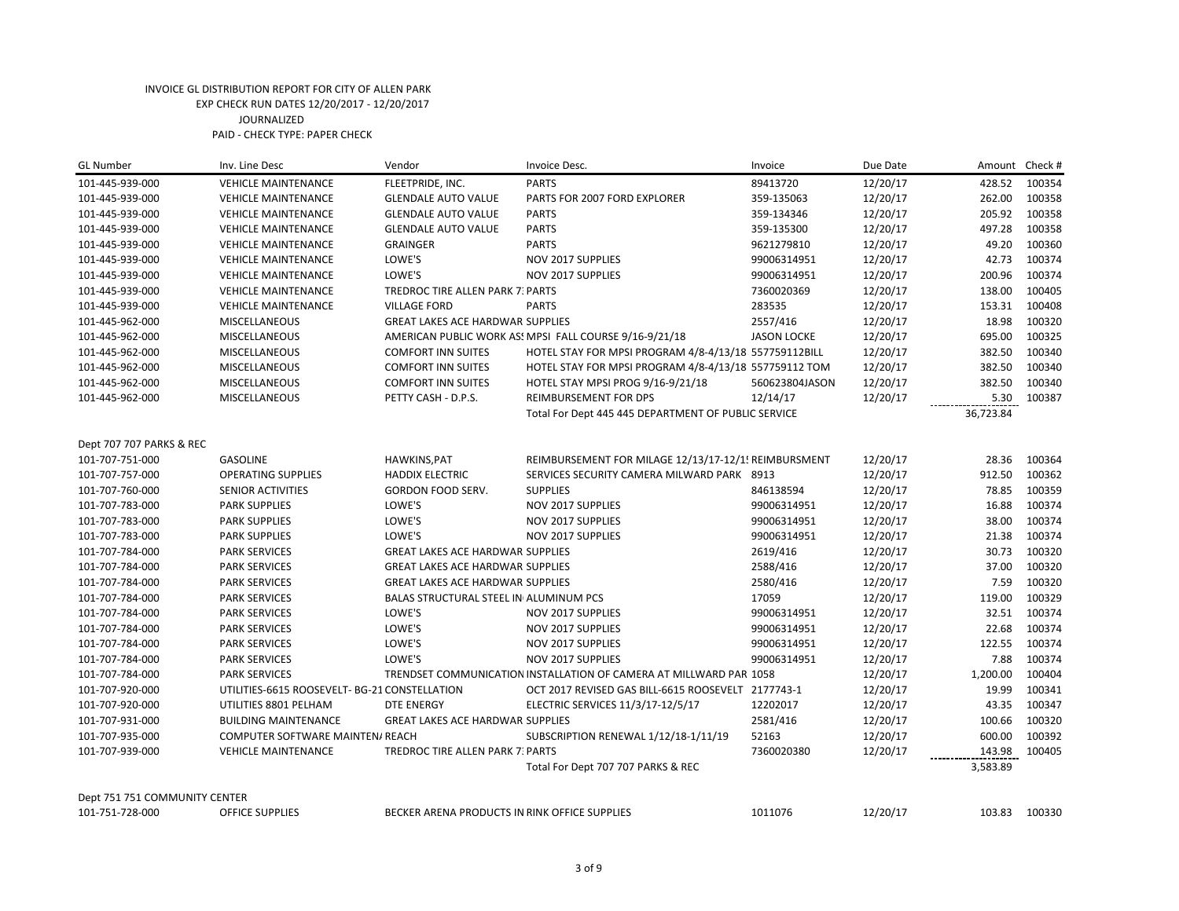INVOICE GL DISTRIBUTION REPORT FOR CITY OF ALLEN PARK
EXP CHECK RUN DATES 12/20/2017 - 12/20/2017
JOURNALIZED
PAID - CHECK TYPE: PAPER CHECK

| GL Number | Inv. Line Desc | Vendor | Invoice Desc. | Invoice | Due Date | Amount | Check # |
|---|---|---|---|---|---|---|---|
| 101-445-939-000 | VEHICLE MAINTENANCE | FLEETPRIDE, INC. | PARTS | 89413720 | 12/20/17 | 428.52 | 100354 |
| 101-445-939-000 | VEHICLE MAINTENANCE | GLENDALE AUTO VALUE | PARTS FOR 2007 FORD EXPLORER | 359-135063 | 12/20/17 | 262.00 | 100358 |
| 101-445-939-000 | VEHICLE MAINTENANCE | GLENDALE AUTO VALUE | PARTS | 359-134346 | 12/20/17 | 205.92 | 100358 |
| 101-445-939-000 | VEHICLE MAINTENANCE | GLENDALE AUTO VALUE | PARTS | 359-135300 | 12/20/17 | 497.28 | 100358 |
| 101-445-939-000 | VEHICLE MAINTENANCE | GRAINGER | PARTS | 9621279810 | 12/20/17 | 49.20 | 100360 |
| 101-445-939-000 | VEHICLE MAINTENANCE | LOWE'S | NOV 2017 SUPPLIES | 99006314951 | 12/20/17 | 42.73 | 100374 |
| 101-445-939-000 | VEHICLE MAINTENANCE | LOWE'S | NOV 2017 SUPPLIES | 99006314951 | 12/20/17 | 200.96 | 100374 |
| 101-445-939-000 | VEHICLE MAINTENANCE | TREDROC TIRE ALLEN PARK 7: PARTS | | 7360020369 | 12/20/17 | 138.00 | 100405 |
| 101-445-939-000 | VEHICLE MAINTENANCE | VILLAGE FORD | PARTS | 283535 | 12/20/17 | 153.31 | 100408 |
| 101-445-962-000 | MISCELLANEOUS | GREAT LAKES ACE HARDWAR SUPPLIES | | 2557/416 | 12/20/17 | 18.98 | 100320 |
| 101-445-962-000 | MISCELLANEOUS | AMERICAN PUBLIC WORK AS: MPSI FALL COURSE 9/16-9/21/18 | | JASON LOCKE | 12/20/17 | 695.00 | 100325 |
| 101-445-962-000 | MISCELLANEOUS | COMFORT INN SUITES | HOTEL STAY FOR MPSI PROGRAM 4/8-4/13/18 557759112BILL | | 12/20/17 | 382.50 | 100340 |
| 101-445-962-000 | MISCELLANEOUS | COMFORT INN SUITES | HOTEL STAY FOR MPSI PROGRAM 4/8-4/13/18 557759112 TOM | | 12/20/17 | 382.50 | 100340 |
| 101-445-962-000 | MISCELLANEOUS | COMFORT INN SUITES | HOTEL STAY MPSI PROG 9/16-9/21/18 | 560623804JASON | 12/20/17 | 382.50 | 100340 |
| 101-445-962-000 | MISCELLANEOUS | PETTY CASH - D.P.S. | REIMBURSEMENT FOR DPS | 12/14/17 | 12/20/17 | 5.30 | 100387 |
| | | | Total For Dept 445 445 DEPARTMENT OF PUBLIC SERVICE | | | 36,723.84 | |
| Dept 707 707 PARKS & REC | | | | | | | |
| 101-707-751-000 | GASOLINE | HAWKINS,PAT | REIMBURSEMENT FOR MILAGE 12/13/17-12/1! REIMBURSMENT | | 12/20/17 | 28.36 | 100364 |
| 101-707-757-000 | OPERATING SUPPLIES | HADDIX ELECTRIC | SERVICES SECURITY CAMERA MILWARD PARK | 8913 | 12/20/17 | 912.50 | 100362 |
| 101-707-760-000 | SENIOR ACTIVITIES | GORDON FOOD SERV. | SUPPLIES | 846138594 | 12/20/17 | 78.85 | 100359 |
| 101-707-783-000 | PARK SUPPLIES | LOWE'S | NOV 2017 SUPPLIES | 99006314951 | 12/20/17 | 16.88 | 100374 |
| 101-707-783-000 | PARK SUPPLIES | LOWE'S | NOV 2017 SUPPLIES | 99006314951 | 12/20/17 | 38.00 | 100374 |
| 101-707-783-000 | PARK SUPPLIES | LOWE'S | NOV 2017 SUPPLIES | 99006314951 | 12/20/17 | 21.38 | 100374 |
| 101-707-784-000 | PARK SERVICES | GREAT LAKES ACE HARDWAR SUPPLIES | | 2619/416 | 12/20/17 | 30.73 | 100320 |
| 101-707-784-000 | PARK SERVICES | GREAT LAKES ACE HARDWAR SUPPLIES | | 2588/416 | 12/20/17 | 37.00 | 100320 |
| 101-707-784-000 | PARK SERVICES | GREAT LAKES ACE HARDWAR SUPPLIES | | 2580/416 | 12/20/17 | 7.59 | 100320 |
| 101-707-784-000 | PARK SERVICES | BALAS STRUCTURAL STEEL IN ALUMINUM PCS | | 17059 | 12/20/17 | 119.00 | 100329 |
| 101-707-784-000 | PARK SERVICES | LOWE'S | NOV 2017 SUPPLIES | 99006314951 | 12/20/17 | 32.51 | 100374 |
| 101-707-784-000 | PARK SERVICES | LOWE'S | NOV 2017 SUPPLIES | 99006314951 | 12/20/17 | 22.68 | 100374 |
| 101-707-784-000 | PARK SERVICES | LOWE'S | NOV 2017 SUPPLIES | 99006314951 | 12/20/17 | 122.55 | 100374 |
| 101-707-784-000 | PARK SERVICES | LOWE'S | NOV 2017 SUPPLIES | 99006314951 | 12/20/17 | 7.88 | 100374 |
| 101-707-784-000 | PARK SERVICES | TRENDSET COMMUNICATION INSTALLATION OF CAMERA AT MILLWARD PAR | | 1058 | 12/20/17 | 1,200.00 | 100404 |
| 101-707-920-000 | UTILITIES-6615 ROOSEVELT- BG-21 CONSTELLATION | | OCT 2017 REVISED GAS BILL-6615 ROOSEVELT | 2177743-1 | 12/20/17 | 19.99 | 100341 |
| 101-707-920-000 | UTILITIES 8801 PELHAM | DTE ENERGY | ELECTRIC SERVICES 11/3/17-12/5/17 | 12202017 | 12/20/17 | 43.35 | 100347 |
| 101-707-931-000 | BUILDING MAINTENANCE | GREAT LAKES ACE HARDWAR SUPPLIES | | 2581/416 | 12/20/17 | 100.66 | 100320 |
| 101-707-935-000 | COMPUTER SOFTWARE MAINTEN/ REACH | | SUBSCRIPTION RENEWAL 1/12/18-1/11/19 | 52163 | 12/20/17 | 600.00 | 100392 |
| 101-707-939-000 | VEHICLE MAINTENANCE | TREDROC TIRE ALLEN PARK 7: PARTS | | 7360020380 | 12/20/17 | 143.98 | 100405 |
| | | | Total For Dept 707 707 PARKS & REC | | | 3,583.89 | |
| Dept 751 751 COMMUNITY CENTER | | | | | | | |
| 101-751-728-000 | OFFICE SUPPLIES | BECKER ARENA PRODUCTS IN RINK OFFICE SUPPLIES | | 1011076 | 12/20/17 | 103.83 | 100330 |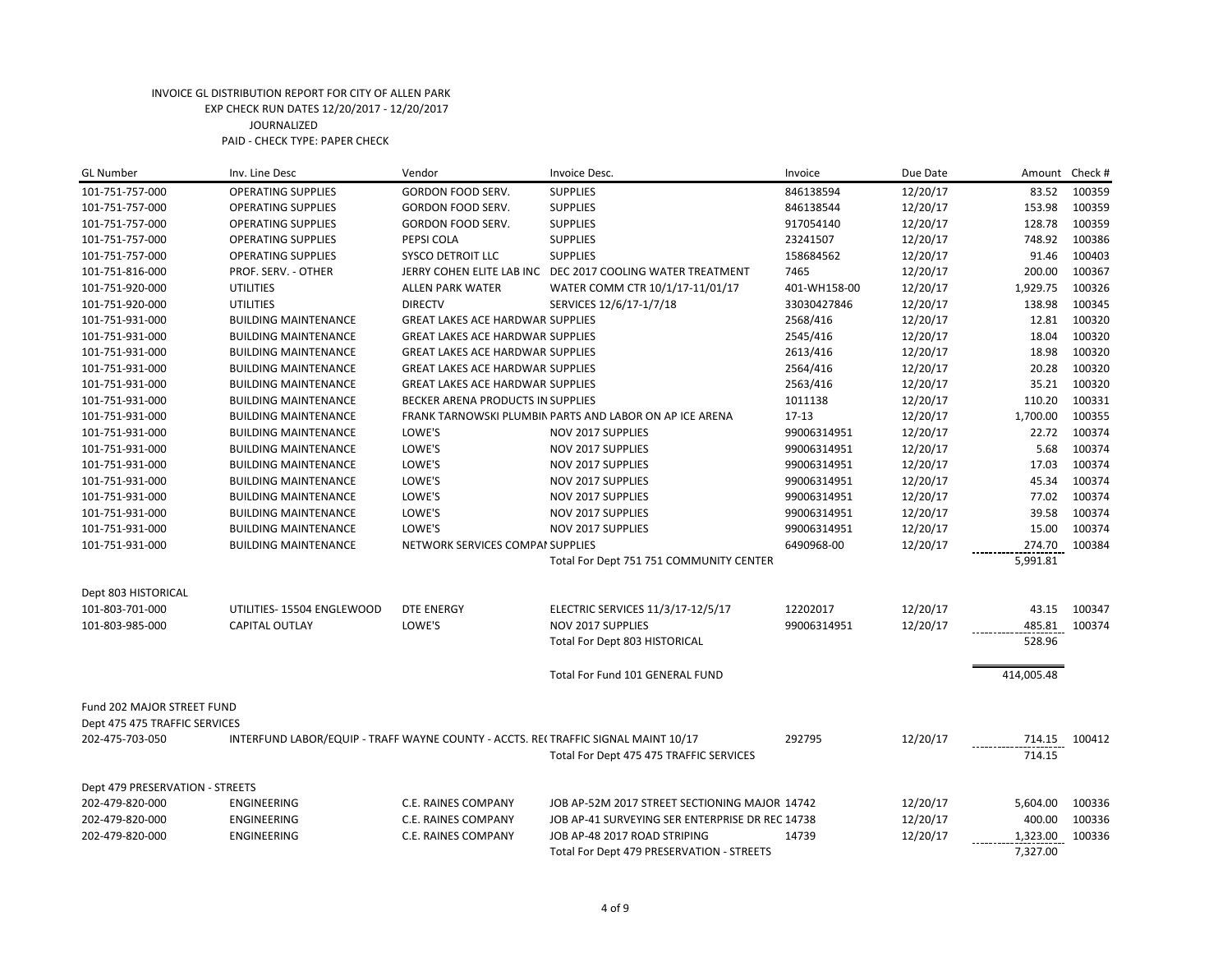INVOICE GL DISTRIBUTION REPORT FOR CITY OF ALLEN PARK
EXP CHECK RUN DATES 12/20/2017 - 12/20/2017
JOURNALIZED
PAID - CHECK TYPE: PAPER CHECK

| GL Number | Inv. Line Desc | Vendor | Invoice Desc. | Invoice | Due Date | Amount | Check # |
|---|---|---|---|---|---|---|---|
| 101-751-757-000 | OPERATING SUPPLIES | GORDON FOOD SERV. | SUPPLIES | 846138594 | 12/20/17 | 83.52 | 100359 |
| 101-751-757-000 | OPERATING SUPPLIES | GORDON FOOD SERV. | SUPPLIES | 846138544 | 12/20/17 | 153.98 | 100359 |
| 101-751-757-000 | OPERATING SUPPLIES | GORDON FOOD SERV. | SUPPLIES | 917054140 | 12/20/17 | 128.78 | 100359 |
| 101-751-757-000 | OPERATING SUPPLIES | PEPSI COLA | SUPPLIES | 23241507 | 12/20/17 | 748.92 | 100386 |
| 101-751-757-000 | OPERATING SUPPLIES | SYSCO DETROIT LLC | SUPPLIES | 158684562 | 12/20/17 | 91.46 | 100403 |
| 101-751-816-000 | PROF. SERV. - OTHER | JERRY COHEN ELITE LAB INC | DEC 2017 COOLING WATER TREATMENT | 7465 | 12/20/17 | 200.00 | 100367 |
| 101-751-920-000 | UTILITIES | ALLEN PARK WATER | WATER COMM CTR 10/1/17-11/01/17 | 401-WH158-00 | 12/20/17 | 1,929.75 | 100326 |
| 101-751-920-000 | UTILITIES | DIRECTV | SERVICES 12/6/17-1/7/18 | 33030427846 | 12/20/17 | 138.98 | 100345 |
| 101-751-931-000 | BUILDING MAINTENANCE | GREAT LAKES ACE HARDWAR | SUPPLIES | 2568/416 | 12/20/17 | 12.81 | 100320 |
| 101-751-931-000 | BUILDING MAINTENANCE | GREAT LAKES ACE HARDWAR | SUPPLIES | 2545/416 | 12/20/17 | 18.04 | 100320 |
| 101-751-931-000 | BUILDING MAINTENANCE | GREAT LAKES ACE HARDWAR | SUPPLIES | 2613/416 | 12/20/17 | 18.98 | 100320 |
| 101-751-931-000 | BUILDING MAINTENANCE | GREAT LAKES ACE HARDWAR | SUPPLIES | 2564/416 | 12/20/17 | 20.28 | 100320 |
| 101-751-931-000 | BUILDING MAINTENANCE | GREAT LAKES ACE HARDWAR | SUPPLIES | 2563/416 | 12/20/17 | 35.21 | 100320 |
| 101-751-931-000 | BUILDING MAINTENANCE | BECKER ARENA PRODUCTS IN | SUPPLIES | 1011138 | 12/20/17 | 110.20 | 100331 |
| 101-751-931-000 | BUILDING MAINTENANCE | FRANK TARNOWSKI PLUMBIN | PARTS AND LABOR ON AP ICE ARENA | 17-13 | 12/20/17 | 1,700.00 | 100355 |
| 101-751-931-000 | BUILDING MAINTENANCE | LOWE'S | NOV 2017 SUPPLIES | 99006314951 | 12/20/17 | 22.72 | 100374 |
| 101-751-931-000 | BUILDING MAINTENANCE | LOWE'S | NOV 2017 SUPPLIES | 99006314951 | 12/20/17 | 5.68 | 100374 |
| 101-751-931-000 | BUILDING MAINTENANCE | LOWE'S | NOV 2017 SUPPLIES | 99006314951 | 12/20/17 | 17.03 | 100374 |
| 101-751-931-000 | BUILDING MAINTENANCE | LOWE'S | NOV 2017 SUPPLIES | 99006314951 | 12/20/17 | 45.34 | 100374 |
| 101-751-931-000 | BUILDING MAINTENANCE | LOWE'S | NOV 2017 SUPPLIES | 99006314951 | 12/20/17 | 77.02 | 100374 |
| 101-751-931-000 | BUILDING MAINTENANCE | LOWE'S | NOV 2017 SUPPLIES | 99006314951 | 12/20/17 | 39.58 | 100374 |
| 101-751-931-000 | BUILDING MAINTENANCE | LOWE'S | NOV 2017 SUPPLIES | 99006314951 | 12/20/17 | 15.00 | 100374 |
| 101-751-931-000 | BUILDING MAINTENANCE | NETWORK SERVICES COMPAI | SUPPLIES | 6490968-00 | 12/20/17 | 274.70 | 100384 |
| | | | Total For Dept 751 751 COMMUNITY CENTER | | | 5,991.81 | |
| Dept 803 HISTORICAL | | | | | | | |
| 101-803-701-000 | UTILITIES- 15504 ENGLEWOOD | DTE ENERGY | ELECTRIC SERVICES 11/3/17-12/5/17 | 12202017 | 12/20/17 | 43.15 | 100347 |
| 101-803-985-000 | CAPITAL OUTLAY | LOWE'S | NOV 2017 SUPPLIES | 99006314951 | 12/20/17 | 485.81 | 100374 |
| | | | Total For Dept 803 HISTORICAL | | | 528.96 | |
| | | | Total For Fund 101 GENERAL FUND | | | 414,005.48 | |
| Fund 202 MAJOR STREET FUND | | | | | | | |
| Dept 475 475 TRAFFIC SERVICES | | | | | | | |
| 202-475-703-050 | INTERFUND LABOR/EQUIP - TRAFF | WAYNE COUNTY - ACCTS. RE( | TRAFFIC SIGNAL MAINT 10/17 | 292795 | 12/20/17 | 714.15 | 100412 |
| | | | Total For Dept 475 475 TRAFFIC SERVICES | | | 714.15 | |
| Dept 479 PRESERVATION - STREETS | | | | | | | |
| 202-479-820-000 | ENGINEERING | C.E. RAINES COMPANY | JOB AP-52M 2017 STREET SECTIONING MAJOR | 14742 | 12/20/17 | 5,604.00 | 100336 |
| 202-479-820-000 | ENGINEERING | C.E. RAINES COMPANY | JOB AP-41 SURVEYING SER ENTERPRISE DR REC | 14738 | 12/20/17 | 400.00 | 100336 |
| 202-479-820-000 | ENGINEERING | C.E. RAINES COMPANY | JOB AP-48 2017 ROAD STRIPING | 14739 | 12/20/17 | 1,323.00 | 100336 |
| | | | Total For Dept 479 PRESERVATION - STREETS | | | 7,327.00 | |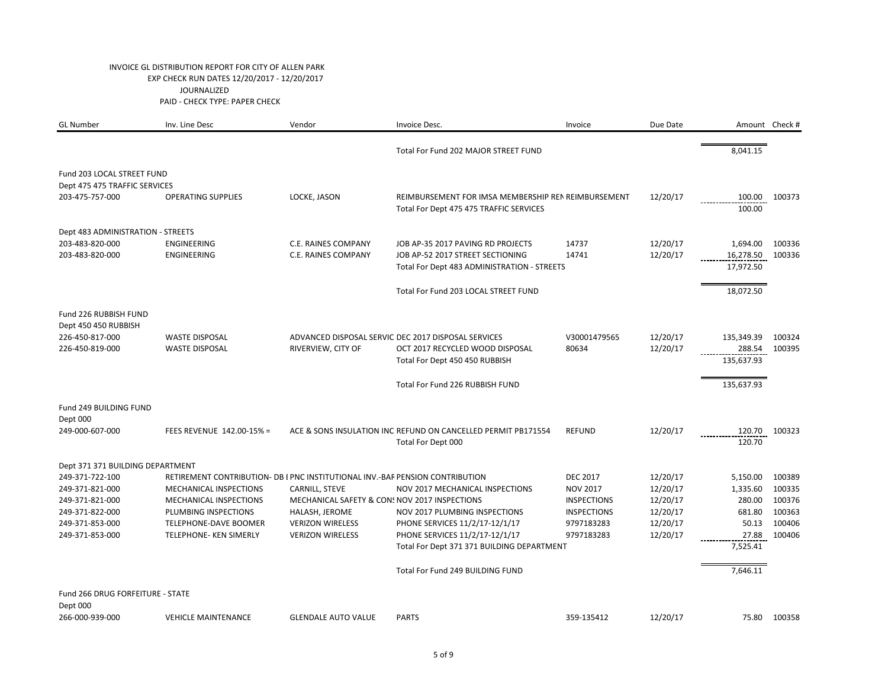INVOICE GL DISTRIBUTION REPORT FOR CITY OF ALLEN PARK
EXP CHECK RUN DATES 12/20/2017 - 12/20/2017
JOURNALIZED
PAID - CHECK TYPE: PAPER CHECK

| GL Number | Inv. Line Desc | Vendor | Invoice Desc. | Invoice | Due Date | Amount | Check # |
|---|---|---|---|---|---|---|---|
| | | | Total For Fund 202 MAJOR STREET FUND | | | 8,041.15 | |
| Fund 203 LOCAL STREET FUND | | | | | | | |
| Dept 475 475 TRAFFIC SERVICES | | | | | | | |
| 203-475-757-000 | OPERATING SUPPLIES | LOCKE, JASON | REIMBURSEMENT FOR IMSA MEMBERSHIP REN | REIMBURSEMENT | 12/20/17 | 100.00 | 100373 |
| | | | Total For Dept 475 475 TRAFFIC SERVICES | | | 100.00 | |
| Dept 483 ADMINISTRATION - STREETS | | | | | | | |
| 203-483-820-000 | ENGINEERING | C.E. RAINES COMPANY | JOB AP-35 2017 PAVING RD PROJECTS | 14737 | 12/20/17 | 1,694.00 | 100336 |
| 203-483-820-000 | ENGINEERING | C.E. RAINES COMPANY | JOB AP-52 2017 STREET SECTIONING | 14741 | 12/20/17 | 16,278.50 | 100336 |
| | | | Total For Dept 483 ADMINISTRATION - STREETS | | | 17,972.50 | |
| | | | Total For Fund 203 LOCAL STREET FUND | | | 18,072.50 | |
| Fund 226 RUBBISH FUND | | | | | | | |
| Dept 450 450 RUBBISH | | | | | | | |
| 226-450-817-000 | WASTE DISPOSAL | ADVANCED DISPOSAL SERVIC | DEC 2017 DISPOSAL SERVICES | V30001479565 | 12/20/17 | 135,349.39 | 100324 |
| 226-450-819-000 | WASTE DISPOSAL | RIVERVIEW, CITY OF | OCT 2017 RECYCLED WOOD DISPOSAL | 80634 | 12/20/17 | 288.54 | 100395 |
| | | | Total For Dept 450 450 RUBBISH | | | 135,637.93 | |
| | | | Total For Fund 226 RUBBISH FUND | | | 135,637.93 | |
| Fund 249 BUILDING FUND | | | | | | | |
| Dept 000 | | | | | | | |
| 249-000-607-000 | FEES REVENUE 142.00-15% = | ACE & SONS INSULATION INC | REFUND ON CANCELLED PERMIT PB171554 | REFUND | 12/20/17 | 120.70 | 100323 |
| | | | Total For Dept 000 | | | 120.70 | |
| Dept 371 371 BUILDING DEPARTMENT | | | | | | | |
| 249-371-722-100 | RETIREMENT CONTRIBUTION- DB I | PNC INSTITUTIONAL INV.-BAF | PENSION CONTRIBUTION | DEC 2017 | 12/20/17 | 5,150.00 | 100389 |
| 249-371-821-000 | MECHANICAL INSPECTIONS | CARNILL, STEVE | NOV 2017 MECHANICAL INSPECTIONS | NOV 2017 | 12/20/17 | 1,335.60 | 100335 |
| 249-371-821-000 | MECHANICAL INSPECTIONS | MECHANICAL SAFETY & CONS | NOV 2017 INSPECTIONS | INSPECTIONS | 12/20/17 | 280.00 | 100376 |
| 249-371-822-000 | PLUMBING INSPECTIONS | HALASH, JEROME | NOV 2017 PLUMBING INSPECTIONS | INSPECTIONS | 12/20/17 | 681.80 | 100363 |
| 249-371-853-000 | TELEPHONE-DAVE BOOMER | VERIZON WIRELESS | PHONE SERVICES 11/2/17-12/1/17 | 9797183283 | 12/20/17 | 50.13 | 100406 |
| 249-371-853-000 | TELEPHONE- KEN SIMERLY | VERIZON WIRELESS | PHONE SERVICES 11/2/17-12/1/17 | 9797183283 | 12/20/17 | 27.88 | 100406 |
| | | | Total For Dept 371 371 BUILDING DEPARTMENT | | | 7,525.41 | |
| | | | Total For Fund 249 BUILDING FUND | | | 7,646.11 | |
| Fund 266 DRUG FORFEITURE - STATE | | | | | | | |
| Dept 000 | | | | | | | |
| 266-000-939-000 | VEHICLE MAINTENANCE | GLENDALE AUTO VALUE | PARTS | 359-135412 | 12/20/17 | 75.80 | 100358 |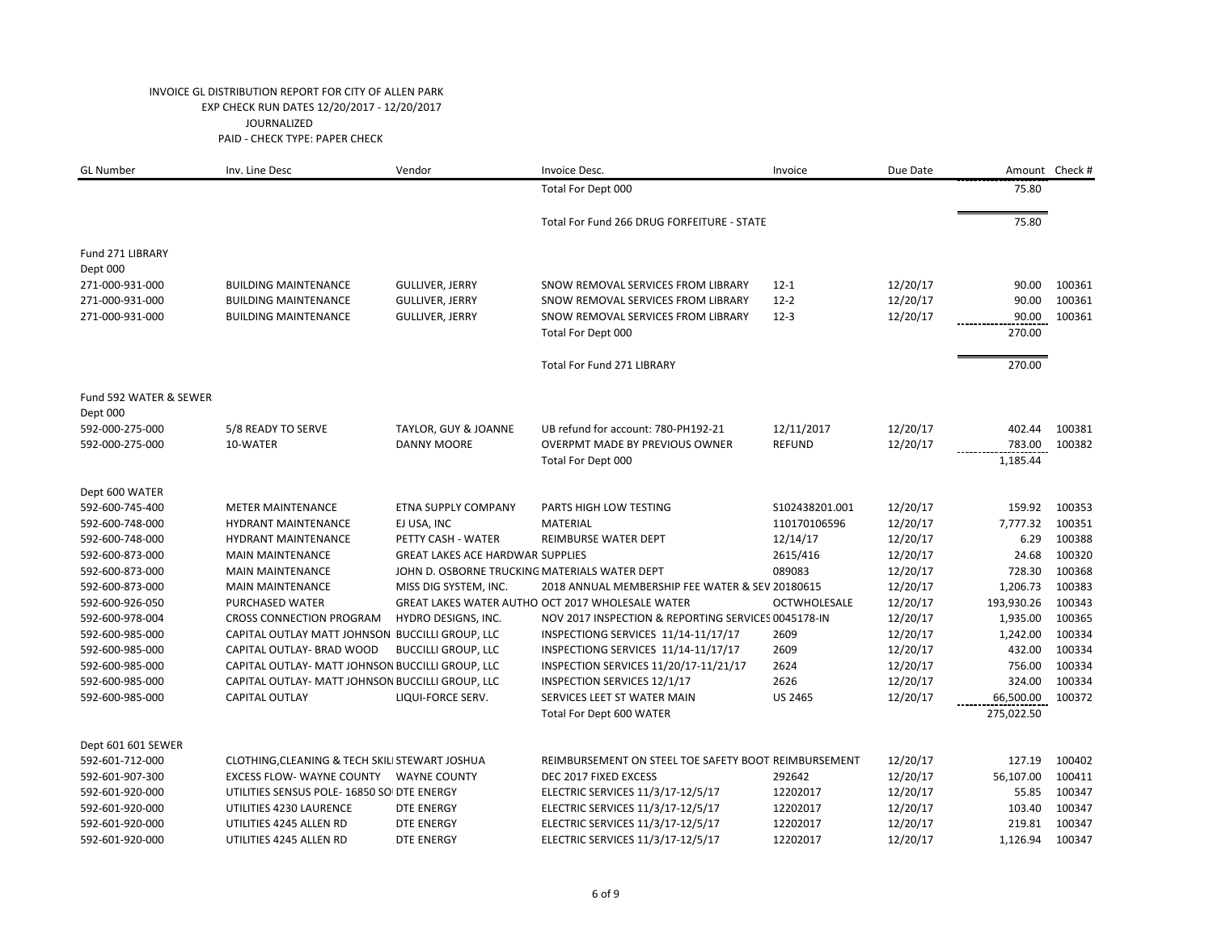INVOICE GL DISTRIBUTION REPORT FOR CITY OF ALLEN PARK
EXP CHECK RUN DATES 12/20/2017 - 12/20/2017
JOURNALIZED
PAID - CHECK TYPE: PAPER CHECK

| GL Number | Inv. Line Desc | Vendor | Invoice Desc. | Invoice | Due Date | Amount | Check # |
|---|---|---|---|---|---|---|---|
| | | | Total For Dept 000 | | | 75.80 | |
| | | | Total For Fund 266 DRUG FORFEITURE - STATE | | | 75.80 | |
| Fund 271 LIBRARY | | | | | | | |
| Dept 000 | | | | | | | |
| 271-000-931-000 | BUILDING MAINTENANCE | GULLIVER, JERRY | SNOW REMOVAL SERVICES FROM LIBRARY | 12-1 | 12/20/17 | 90.00 | 100361 |
| 271-000-931-000 | BUILDING MAINTENANCE | GULLIVER, JERRY | SNOW REMOVAL SERVICES FROM LIBRARY | 12-2 | 12/20/17 | 90.00 | 100361 |
| 271-000-931-000 | BUILDING MAINTENANCE | GULLIVER, JERRY | SNOW REMOVAL SERVICES FROM LIBRARY | 12-3 | 12/20/17 | 90.00 | 100361 |
| | | | Total For Dept 000 | | | 270.00 | |
| | | | Total For Fund 271 LIBRARY | | | 270.00 | |
| Fund 592 WATER & SEWER | | | | | | | |
| Dept 000 | | | | | | | |
| 592-000-275-000 | 5/8 READY TO SERVE | TAYLOR, GUY & JOANNE | UB refund for account: 780-PH192-21 | 12/11/2017 | 12/20/17 | 402.44 | 100381 |
| 592-000-275-000 | 10-WATER | DANNY MOORE | OVERPMT MADE BY PREVIOUS OWNER | REFUND | 12/20/17 | 783.00 | 100382 |
| | | | Total For Dept 000 | | | 1,185.44 | |
| Dept 600 WATER | | | | | | | |
| 592-600-745-400 | METER MAINTENANCE | ETNA SUPPLY COMPANY | PARTS HIGH LOW TESTING | S102438201.001 | 12/20/17 | 159.92 | 100353 |
| 592-600-748-000 | HYDRANT MAINTENANCE | EJ USA, INC | MATERIAL | 110170106596 | 12/20/17 | 7,777.32 | 100351 |
| 592-600-748-000 | HYDRANT MAINTENANCE | PETTY CASH - WATER | REIMBURSE WATER DEPT | 12/14/17 | 12/20/17 | 6.29 | 100388 |
| 592-600-873-000 | MAIN MAINTENANCE | GREAT LAKES ACE HARDWAR SUPPLIES | | 2615/416 | 12/20/17 | 24.68 | 100320 |
| 592-600-873-000 | MAIN MAINTENANCE | JOHN D. OSBORNE TRUCKING | MATERIALS WATER DEPT | 089083 | 12/20/17 | 728.30 | 100368 |
| 592-600-873-000 | MAIN MAINTENANCE | MISS DIG SYSTEM, INC. | 2018 ANNUAL MEMBERSHIP FEE WATER & SEV | 20180615 | 12/20/17 | 1,206.73 | 100383 |
| 592-600-926-050 | PURCHASED WATER | GREAT LAKES WATER AUTHO | OCT 2017 WHOLESALE WATER | OCTWHOLESALE | 12/20/17 | 193,930.26 | 100343 |
| 592-600-978-004 | CROSS CONNECTION PROGRAM | HYDRO DESIGNS, INC. | NOV 2017 INSPECTION & REPORTING SERVICES | 0045178-IN | 12/20/17 | 1,935.00 | 100365 |
| 592-600-985-000 | CAPITAL OUTLAY MATT JOHNSON | BUCCILLI GROUP, LLC | INSPECTIONG SERVICES 11/14-11/17/17 | 2609 | 12/20/17 | 1,242.00 | 100334 |
| 592-600-985-000 | CAPITAL OUTLAY- BRAD WOOD | BUCCILLI GROUP, LLC | INSPECTIONG SERVICES 11/14-11/17/17 | 2609 | 12/20/17 | 432.00 | 100334 |
| 592-600-985-000 | CAPITAL OUTLAY- MATT JOHNSON | BUCCILLI GROUP, LLC | INSPECTION SERVICES 11/20/17-11/21/17 | 2624 | 12/20/17 | 756.00 | 100334 |
| 592-600-985-000 | CAPITAL OUTLAY- MATT JOHNSON | BUCCILLI GROUP, LLC | INSPECTION SERVICES 12/1/17 | 2626 | 12/20/17 | 324.00 | 100334 |
| 592-600-985-000 | CAPITAL OUTLAY | LIQUI-FORCE SERV. | SERVICES LEET ST WATER MAIN | US 2465 | 12/20/17 | 66,500.00 | 100372 |
| | | | Total For Dept 600 WATER | | | 275,022.50 | |
| Dept 601 601 SEWER | | | | | | | |
| 592-601-712-000 | CLOTHING,CLEANING & TECH SKIL | STEWART JOSHUA | REIMBURSEMENT ON STEEL TOE SAFETY BOOT | REIMBURSEMENT | 12/20/17 | 127.19 | 100402 |
| 592-601-907-300 | EXCESS FLOW- WAYNE COUNTY | WAYNE COUNTY | DEC 2017 FIXED EXCESS | 292642 | 12/20/17 | 56,107.00 | 100411 |
| 592-601-920-000 | UTILITIES SENSUS POLE- 16850 SO | DTE ENERGY | ELECTRIC SERVICES 11/3/17-12/5/17 | 12202017 | 12/20/17 | 55.85 | 100347 |
| 592-601-920-000 | UTILITIES 4230 LAURENCE | DTE ENERGY | ELECTRIC SERVICES 11/3/17-12/5/17 | 12202017 | 12/20/17 | 103.40 | 100347 |
| 592-601-920-000 | UTILITIES 4245 ALLEN RD | DTE ENERGY | ELECTRIC SERVICES 11/3/17-12/5/17 | 12202017 | 12/20/17 | 219.81 | 100347 |
| 592-601-920-000 | UTILITIES 4245 ALLEN RD | DTE ENERGY | ELECTRIC SERVICES 11/3/17-12/5/17 | 12202017 | 12/20/17 | 1,126.94 | 100347 |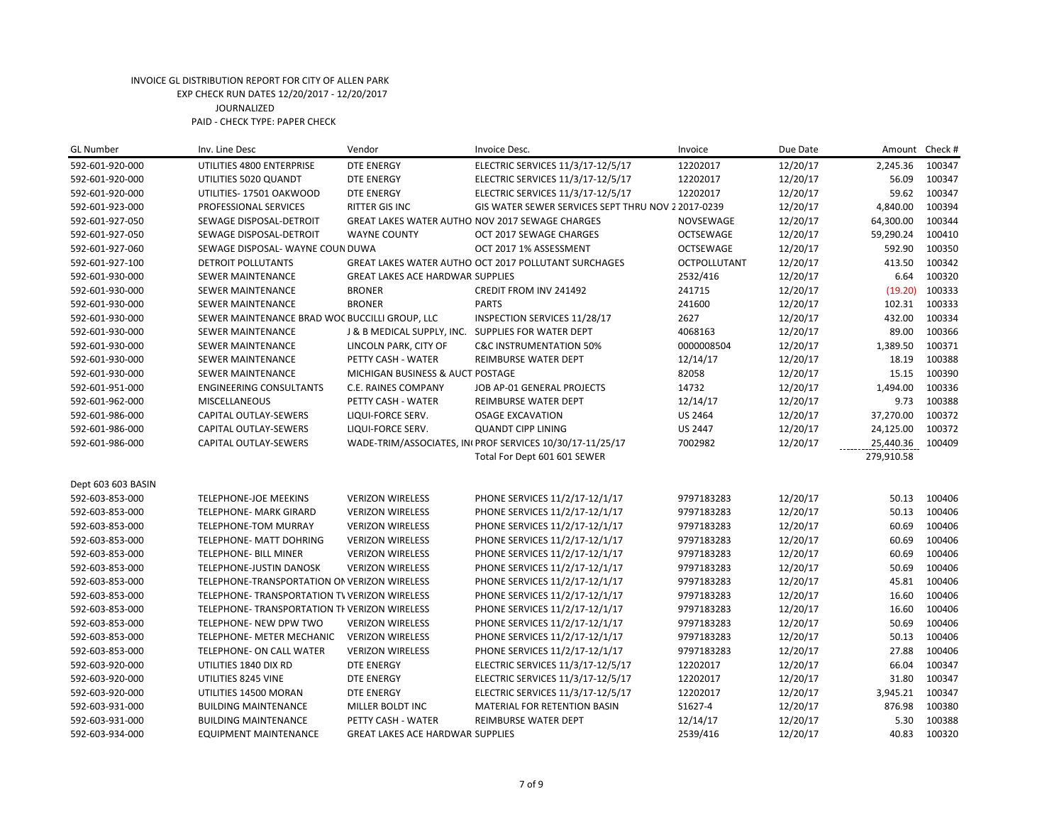INVOICE GL DISTRIBUTION REPORT FOR CITY OF ALLEN PARK
EXP CHECK RUN DATES 12/20/2017 - 12/20/2017
JOURNALIZED
PAID - CHECK TYPE: PAPER CHECK

| GL Number | Inv. Line Desc | Vendor | Invoice Desc. | Invoice | Due Date | Amount | Check # |
|---|---|---|---|---|---|---|---|
| 592-601-920-000 | UTILITIES 4800 ENTERPRISE | DTE ENERGY | ELECTRIC SERVICES 11/3/17-12/5/17 | 12202017 | 12/20/17 | 2,245.36 | 100347 |
| 592-601-920-000 | UTILITIES 5020 QUANDT | DTE ENERGY | ELECTRIC SERVICES 11/3/17-12/5/17 | 12202017 | 12/20/17 | 56.09 | 100347 |
| 592-601-920-000 | UTILITIES- 17501 OAKWOOD | DTE ENERGY | ELECTRIC SERVICES 11/3/17-12/5/17 | 12202017 | 12/20/17 | 59.62 | 100347 |
| 592-601-923-000 | PROFESSIONAL SERVICES | RITTER GIS INC | GIS WATER SEWER SERVICES SEPT THRU NOV 2 | 2017-0239 | 12/20/17 | 4,840.00 | 100394 |
| 592-601-927-050 | SEWAGE DISPOSAL-DETROIT | GREAT LAKES WATER AUTHO | NOV 2017 SEWAGE CHARGES | NOVSEWAGE | 12/20/17 | 64,300.00 | 100344 |
| 592-601-927-050 | SEWAGE DISPOSAL-DETROIT | WAYNE COUNTY | OCT 2017 SEWAGE CHARGES | OCTSEWAGE | 12/20/17 | 59,290.24 | 100410 |
| 592-601-927-060 | SEWAGE DISPOSAL- WAYNE COUN | DUWA | OCT 2017 1% ASSESSMENT | OCTSEWAGE | 12/20/17 | 592.90 | 100350 |
| 592-601-927-100 | DETROIT POLLUTANTS | GREAT LAKES WATER AUTHO | OCT 2017 POLLUTANT SURCHAGES | OCTPOLLUTANT | 12/20/17 | 413.50 | 100342 |
| 592-601-930-000 | SEWER MAINTENANCE | GREAT LAKES ACE HARDWAR | SUPPLIES | 2532/416 | 12/20/17 | 6.64 | 100320 |
| 592-601-930-000 | SEWER MAINTENANCE | BRONER | CREDIT FROM INV 241492 | 241715 | 12/20/17 | (19.20) | 100333 |
| 592-601-930-000 | SEWER MAINTENANCE | BRONER | PARTS | 241600 | 12/20/17 | 102.31 | 100333 |
| 592-601-930-000 | SEWER MAINTENANCE BRAD WOC | BUCCILLI GROUP, LLC | INSPECTION SERVICES 11/28/17 | 2627 | 12/20/17 | 432.00 | 100334 |
| 592-601-930-000 | SEWER MAINTENANCE | J & B MEDICAL SUPPLY, INC. | SUPPLIES FOR WATER DEPT | 4068163 | 12/20/17 | 89.00 | 100366 |
| 592-601-930-000 | SEWER MAINTENANCE | LINCOLN PARK, CITY OF | C&C INSTRUMENTATION 50% | 0000008504 | 12/20/17 | 1,389.50 | 100371 |
| 592-601-930-000 | SEWER MAINTENANCE | PETTY CASH - WATER | REIMBURSE WATER DEPT | 12/14/17 | 12/20/17 | 18.19 | 100388 |
| 592-601-930-000 | SEWER MAINTENANCE | MICHIGAN BUSINESS & AUCT | POSTAGE | 82058 | 12/20/17 | 15.15 | 100390 |
| 592-601-951-000 | ENGINEERING CONSULTANTS | C.E. RAINES COMPANY | JOB AP-01 GENERAL PROJECTS | 14732 | 12/20/17 | 1,494.00 | 100336 |
| 592-601-962-000 | MISCELLANEOUS | PETTY CASH - WATER | REIMBURSE WATER DEPT | 12/14/17 | 12/20/17 | 9.73 | 100388 |
| 592-601-986-000 | CAPITAL OUTLAY-SEWERS | LIQUI-FORCE SERV. | OSAGE EXCAVATION | US 2464 | 12/20/17 | 37,270.00 | 100372 |
| 592-601-986-000 | CAPITAL OUTLAY-SEWERS | LIQUI-FORCE SERV. | QUANDT CIPP LINING | US 2447 | 12/20/17 | 24,125.00 | 100372 |
| 592-601-986-000 | CAPITAL OUTLAY-SEWERS | WADE-TRIM/ASSOCIATES, IN | PROF SERVICES 10/30/17-11/25/17 | 7002982 | 12/20/17 | 25,440.36 | 100409 |
| | | | Total For Dept 601 601 SEWER | | | 279,910.58 | |
| Dept 603 603 BASIN | | | | | | | |
| 592-603-853-000 | TELEPHONE-JOE MEEKINS | VERIZON WIRELESS | PHONE SERVICES 11/2/17-12/1/17 | 9797183283 | 12/20/17 | 50.13 | 100406 |
| 592-603-853-000 | TELEPHONE- MARK GIRARD | VERIZON WIRELESS | PHONE SERVICES 11/2/17-12/1/17 | 9797183283 | 12/20/17 | 50.13 | 100406 |
| 592-603-853-000 | TELEPHONE-TOM MURRAY | VERIZON WIRELESS | PHONE SERVICES 11/2/17-12/1/17 | 9797183283 | 12/20/17 | 60.69 | 100406 |
| 592-603-853-000 | TELEPHONE- MATT DOHRING | VERIZON WIRELESS | PHONE SERVICES 11/2/17-12/1/17 | 9797183283 | 12/20/17 | 60.69 | 100406 |
| 592-603-853-000 | TELEPHONE- BILL MINER | VERIZON WIRELESS | PHONE SERVICES 11/2/17-12/1/17 | 9797183283 | 12/20/17 | 60.69 | 100406 |
| 592-603-853-000 | TELEPHONE-JUSTIN DANOSK | VERIZON WIRELESS | PHONE SERVICES 11/2/17-12/1/17 | 9797183283 | 12/20/17 | 50.69 | 100406 |
| 592-603-853-000 | TELEPHONE-TRANSPORTATION ON | VERIZON WIRELESS | PHONE SERVICES 11/2/17-12/1/17 | 9797183283 | 12/20/17 | 45.81 | 100406 |
| 592-603-853-000 | TELEPHONE- TRANSPORTATION TV | VERIZON WIRELESS | PHONE SERVICES 11/2/17-12/1/17 | 9797183283 | 12/20/17 | 16.60 | 100406 |
| 592-603-853-000 | TELEPHONE- TRANSPORTATION TH | VERIZON WIRELESS | PHONE SERVICES 11/2/17-12/1/17 | 9797183283 | 12/20/17 | 16.60 | 100406 |
| 592-603-853-000 | TELEPHONE- NEW DPW TWO | VERIZON WIRELESS | PHONE SERVICES 11/2/17-12/1/17 | 9797183283 | 12/20/17 | 50.69 | 100406 |
| 592-603-853-000 | TELEPHONE- METER MECHANIC | VERIZON WIRELESS | PHONE SERVICES 11/2/17-12/1/17 | 9797183283 | 12/20/17 | 50.13 | 100406 |
| 592-603-853-000 | TELEPHONE- ON CALL WATER | VERIZON WIRELESS | PHONE SERVICES 11/2/17-12/1/17 | 9797183283 | 12/20/17 | 27.88 | 100406 |
| 592-603-920-000 | UTILITIES 1840 DIX RD | DTE ENERGY | ELECTRIC SERVICES 11/3/17-12/5/17 | 12202017 | 12/20/17 | 66.04 | 100347 |
| 592-603-920-000 | UTILITIES 8245 VINE | DTE ENERGY | ELECTRIC SERVICES 11/3/17-12/5/17 | 12202017 | 12/20/17 | 31.80 | 100347 |
| 592-603-920-000 | UTILITIES 14500 MORAN | DTE ENERGY | ELECTRIC SERVICES 11/3/17-12/5/17 | 12202017 | 12/20/17 | 3,945.21 | 100347 |
| 592-603-931-000 | BUILDING MAINTENANCE | MILLER BOLDT INC | MATERIAL FOR RETENTION BASIN | S1627-4 | 12/20/17 | 876.98 | 100380 |
| 592-603-931-000 | BUILDING MAINTENANCE | PETTY CASH - WATER | REIMBURSE WATER DEPT | 12/14/17 | 12/20/17 | 5.30 | 100388 |
| 592-603-934-000 | EQUIPMENT MAINTENANCE | GREAT LAKES ACE HARDWAR | SUPPLIES | 2539/416 | 12/20/17 | 40.83 | 100320 |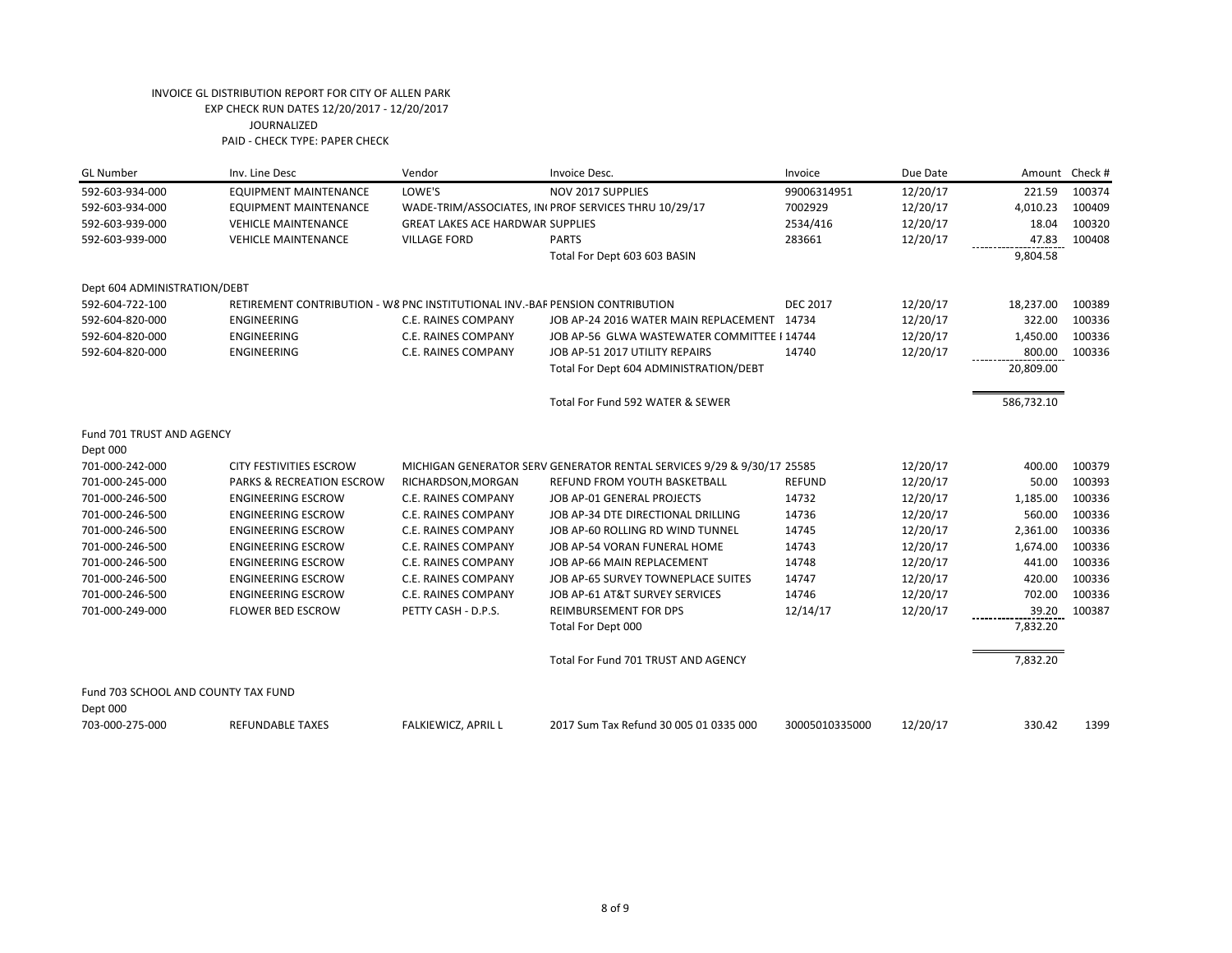INVOICE GL DISTRIBUTION REPORT FOR CITY OF ALLEN PARK
EXP CHECK RUN DATES 12/20/2017 - 12/20/2017
JOURNALIZED
PAID - CHECK TYPE: PAPER CHECK

| GL Number | Inv. Line Desc | Vendor | Invoice Desc. | Invoice | Due Date | Amount | Check # |
|---|---|---|---|---|---|---|---|
| 592-603-934-000 | EQUIPMENT MAINTENANCE | LOWE'S | NOV 2017 SUPPLIES | 99006314951 | 12/20/17 | 221.59 | 100374 |
| 592-603-934-000 | EQUIPMENT MAINTENANCE | WADE-TRIM/ASSOCIATES, IN( | PROF SERVICES THRU 10/29/17 | 7002929 | 12/20/17 | 4,010.23 | 100409 |
| 592-603-939-000 | VEHICLE MAINTENANCE | GREAT LAKES ACE HARDWAR | SUPPLIES | 2534/416 | 12/20/17 | 18.04 | 100320 |
| 592-603-939-000 | VEHICLE MAINTENANCE | VILLAGE FORD | PARTS | 283661 | 12/20/17 | 47.83 | 100408 |
| | | | Total For Dept 603 603 BASIN | | | 9,804.58 | |
| Dept 604 ADMINISTRATION/DEBT | | | | | | | |
| 592-604-722-100 | RETIREMENT CONTRIBUTION - W8 | PNC INSTITUTIONAL INV.-BAF | PENSION CONTRIBUTION | DEC 2017 | 12/20/17 | 18,237.00 | 100389 |
| 592-604-820-000 | ENGINEERING | C.E. RAINES COMPANY | JOB AP-24 2016 WATER MAIN REPLACEMENT | 14734 | 12/20/17 | 322.00 | 100336 |
| 592-604-820-000 | ENGINEERING | C.E. RAINES COMPANY | JOB AP-56 GLWA WASTEWATER COMMITTEE I | 14744 | 12/20/17 | 1,450.00 | 100336 |
| 592-604-820-000 | ENGINEERING | C.E. RAINES COMPANY | JOB AP-51 2017 UTILITY REPAIRS | 14740 | 12/20/17 | 800.00 | 100336 |
| | | | Total For Dept 604 ADMINISTRATION/DEBT | | | 20,809.00 | |
| | | | Total For Fund 592 WATER & SEWER | | | 586,732.10 | |
| Fund 701 TRUST AND AGENCY | | | | | | | |
| Dept 000 | | | | | | | |
| 701-000-242-000 | CITY FESTIVITIES ESCROW | MICHIGAN GENERATOR SERV | GENERATOR RENTAL SERVICES 9/29 & 9/30/17 | 25585 | 12/20/17 | 400.00 | 100379 |
| 701-000-245-000 | PARKS & RECREATION ESCROW | RICHARDSON,MORGAN | REFUND FROM YOUTH BASKETBALL | REFUND | 12/20/17 | 50.00 | 100393 |
| 701-000-246-500 | ENGINEERING ESCROW | C.E. RAINES COMPANY | JOB AP-01 GENERAL PROJECTS | 14732 | 12/20/17 | 1,185.00 | 100336 |
| 701-000-246-500 | ENGINEERING ESCROW | C.E. RAINES COMPANY | JOB AP-34 DTE DIRECTIONAL DRILLING | 14736 | 12/20/17 | 560.00 | 100336 |
| 701-000-246-500 | ENGINEERING ESCROW | C.E. RAINES COMPANY | JOB AP-60 ROLLING RD WIND TUNNEL | 14745 | 12/20/17 | 2,361.00 | 100336 |
| 701-000-246-500 | ENGINEERING ESCROW | C.E. RAINES COMPANY | JOB AP-54 VORAN FUNERAL HOME | 14743 | 12/20/17 | 1,674.00 | 100336 |
| 701-000-246-500 | ENGINEERING ESCROW | C.E. RAINES COMPANY | JOB AP-66 MAIN REPLACEMENT | 14748 | 12/20/17 | 441.00 | 100336 |
| 701-000-246-500 | ENGINEERING ESCROW | C.E. RAINES COMPANY | JOB AP-65 SURVEY TOWNEPLACE SUITES | 14747 | 12/20/17 | 420.00 | 100336 |
| 701-000-246-500 | ENGINEERING ESCROW | C.E. RAINES COMPANY | JOB AP-61 AT&T SURVEY SERVICES | 14746 | 12/20/17 | 702.00 | 100336 |
| 701-000-249-000 | FLOWER BED ESCROW | PETTY CASH - D.P.S. | REIMBURSEMENT FOR DPS | 12/14/17 | 12/20/17 | 39.20 | 100387 |
| | | | Total For Dept 000 | | | 7,832.20 | |
| | | | Total For Fund 701 TRUST AND AGENCY | | | 7,832.20 | |
| Fund 703 SCHOOL AND COUNTY TAX FUND | | | | | | | |
| Dept 000 | | | | | | | |
| 703-000-275-000 | REFUNDABLE TAXES | FALKIEWICZ, APRIL L | 2017 Sum Tax Refund 30 005 01 0335 000 | 30005010335000 | 12/20/17 | 330.42 | 1399 |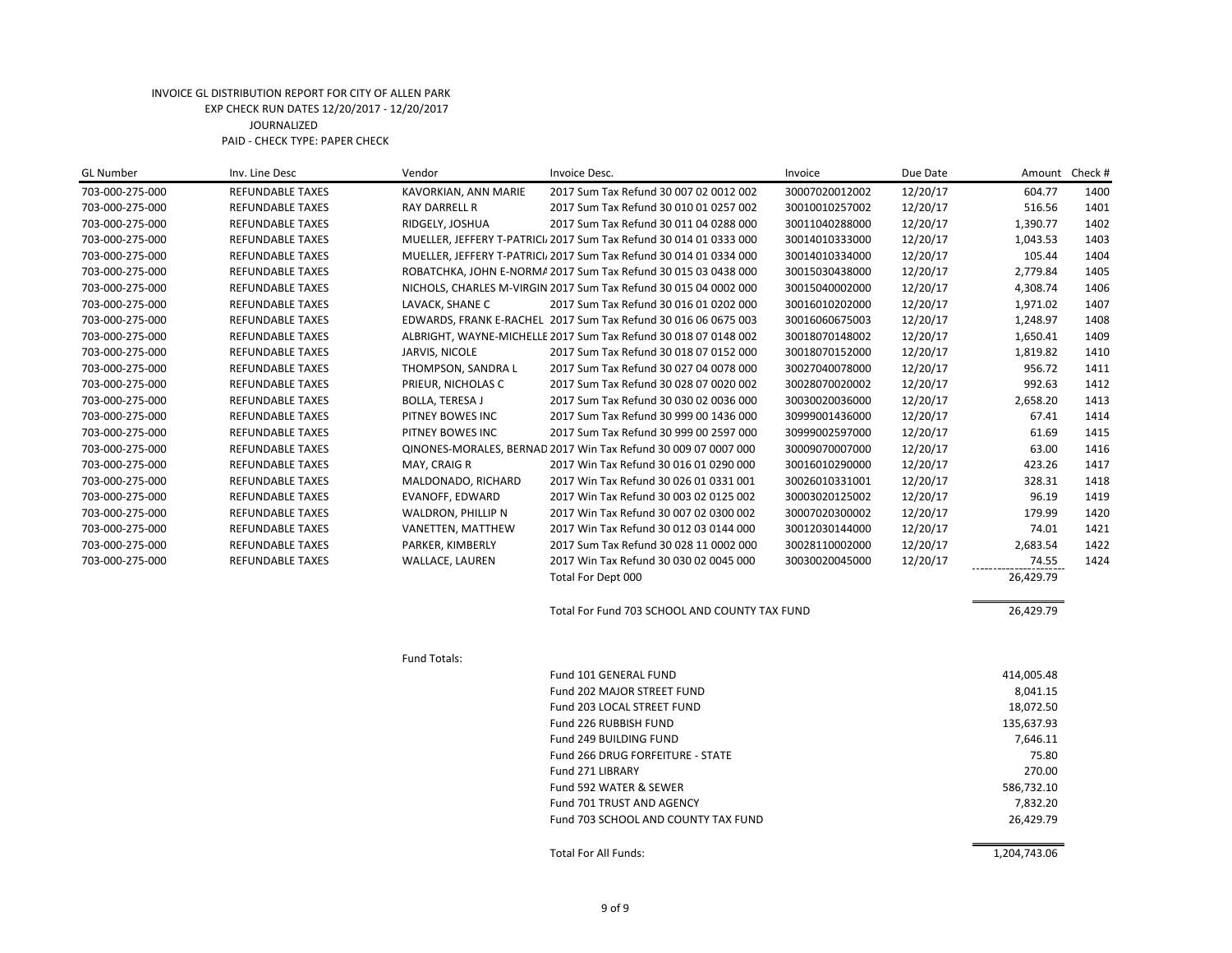INVOICE GL DISTRIBUTION REPORT FOR CITY OF ALLEN PARK
EXP CHECK RUN DATES 12/20/2017 - 12/20/2017
JOURNALIZED
PAID - CHECK TYPE: PAPER CHECK

| GL Number | Inv. Line Desc | Vendor | Invoice Desc. | Invoice | Due Date | Amount | Check # |
|---|---|---|---|---|---|---|---|
| 703-000-275-000 | REFUNDABLE TAXES | KAVORKIAN, ANN MARIE | 2017 Sum Tax Refund 30 007 02 0012 002 | 30007020012002 | 12/20/17 | 604.77 | 1400 |
| 703-000-275-000 | REFUNDABLE TAXES | RAY DARRELL R | 2017 Sum Tax Refund 30 010 01 0257 002 | 30010010257002 | 12/20/17 | 516.56 | 1401 |
| 703-000-275-000 | REFUNDABLE TAXES | RIDGELY, JOSHUA | 2017 Sum Tax Refund 30 011 04 0288 000 | 30011040288000 | 12/20/17 | 1,390.77 | 1402 |
| 703-000-275-000 | REFUNDABLE TAXES | MUELLER, JEFFERY T-PATRICI | 2017 Sum Tax Refund 30 014 01 0333 000 | 30014010333000 | 12/20/17 | 1,043.53 | 1403 |
| 703-000-275-000 | REFUNDABLE TAXES | MUELLER, JEFFERY T-PATRICI | 2017 Sum Tax Refund 30 014 01 0334 000 | 30014010334000 | 12/20/17 | 105.44 | 1404 |
| 703-000-275-000 | REFUNDABLE TAXES | ROBATCHKA, JOHN E-NORMA | 2017 Sum Tax Refund 30 015 03 0438 000 | 30015030438000 | 12/20/17 | 2,779.84 | 1405 |
| 703-000-275-000 | REFUNDABLE TAXES | NICHOLS, CHARLES M-VIRGIN | 2017 Sum Tax Refund 30 015 04 0002 000 | 30015040002000 | 12/20/17 | 4,308.74 | 1406 |
| 703-000-275-000 | REFUNDABLE TAXES | LAVACK, SHANE C | 2017 Sum Tax Refund 30 016 01 0202 000 | 30016010202000 | 12/20/17 | 1,971.02 | 1407 |
| 703-000-275-000 | REFUNDABLE TAXES | EDWARDS, FRANK E-RACHEL | 2017 Sum Tax Refund 30 016 06 0675 003 | 30016060675003 | 12/20/17 | 1,248.97 | 1408 |
| 703-000-275-000 | REFUNDABLE TAXES | ALBRIGHT, WAYNE-MICHELLE | 2017 Sum Tax Refund 30 018 07 0148 002 | 30018070148002 | 12/20/17 | 1,650.41 | 1409 |
| 703-000-275-000 | REFUNDABLE TAXES | JARVIS, NICOLE | 2017 Sum Tax Refund 30 018 07 0152 000 | 30018070152000 | 12/20/17 | 1,819.82 | 1410 |
| 703-000-275-000 | REFUNDABLE TAXES | THOMPSON, SANDRA L | 2017 Sum Tax Refund 30 027 04 0078 000 | 30027040078000 | 12/20/17 | 956.72 | 1411 |
| 703-000-275-000 | REFUNDABLE TAXES | PRIEUR, NICHOLAS C | 2017 Sum Tax Refund 30 028 07 0020 002 | 30028070020002 | 12/20/17 | 992.63 | 1412 |
| 703-000-275-000 | REFUNDABLE TAXES | BOLLA, TERESA J | 2017 Sum Tax Refund 30 030 02 0036 000 | 30030020036000 | 12/20/17 | 2,658.20 | 1413 |
| 703-000-275-000 | REFUNDABLE TAXES | PITNEY BOWES INC | 2017 Sum Tax Refund 30 999 00 1436 000 | 30999001436000 | 12/20/17 | 67.41 | 1414 |
| 703-000-275-000 | REFUNDABLE TAXES | PITNEY BOWES INC | 2017 Sum Tax Refund 30 999 00 2597 000 | 30999002597000 | 12/20/17 | 61.69 | 1415 |
| 703-000-275-000 | REFUNDABLE TAXES | QINONES-MORALES, BERNAD | 2017 Win Tax Refund 30 009 07 0007 000 | 30009070007000 | 12/20/17 | 63.00 | 1416 |
| 703-000-275-000 | REFUNDABLE TAXES | MAY, CRAIG R | 2017 Win Tax Refund 30 016 01 0290 000 | 30016010290000 | 12/20/17 | 423.26 | 1417 |
| 703-000-275-000 | REFUNDABLE TAXES | MALDONADO, RICHARD | 2017 Win Tax Refund 30 026 01 0331 001 | 30026010331001 | 12/20/17 | 328.31 | 1418 |
| 703-000-275-000 | REFUNDABLE TAXES | EVANOFF, EDWARD | 2017 Win Tax Refund 30 003 02 0125 002 | 30003020125002 | 12/20/17 | 96.19 | 1419 |
| 703-000-275-000 | REFUNDABLE TAXES | WALDRON, PHILLIP N | 2017 Win Tax Refund 30 007 02 0300 002 | 30007020300002 | 12/20/17 | 179.99 | 1420 |
| 703-000-275-000 | REFUNDABLE TAXES | VANETTEN, MATTHEW | 2017 Win Tax Refund 30 012 03 0144 000 | 30012030144000 | 12/20/17 | 74.01 | 1421 |
| 703-000-275-000 | REFUNDABLE TAXES | PARKER, KIMBERLY | 2017 Sum Tax Refund 30 028 11 0002 000 | 30028110002000 | 12/20/17 | 2,683.54 | 1422 |
| 703-000-275-000 | REFUNDABLE TAXES | WALLACE, LAUREN | 2017 Win Tax Refund 30 030 02 0045 000 | 30030020045000 | 12/20/17 | 74.55 | 1424 |
| | | | Total For Dept 000 | | | 26,429.79 | |
| | | | Total For Fund 703 SCHOOL AND COUNTY TAX FUND | | | 26,429.79 | |

Fund Totals:

| | |
|---|---|
| Fund 101 GENERAL FUND | 414,005.48 |
| Fund 202 MAJOR STREET FUND | 8,041.15 |
| Fund 203 LOCAL STREET FUND | 18,072.50 |
| Fund 226 RUBBISH FUND | 135,637.93 |
| Fund 249 BUILDING FUND | 7,646.11 |
| Fund 266 DRUG FORFEITURE - STATE | 75.80 |
| Fund 271 LIBRARY | 270.00 |
| Fund 592 WATER & SEWER | 586,732.10 |
| Fund 701 TRUST AND AGENCY | 7,832.20 |
| Fund 703 SCHOOL AND COUNTY TAX FUND | 26,429.79 |
| Total For All Funds: | 1,204,743.06 |